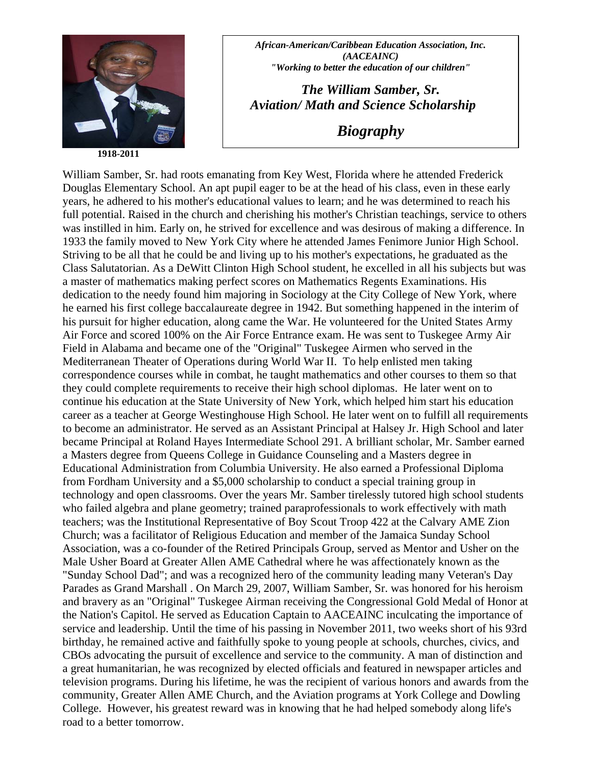1918-2011

*African-American/Caribbean Education Association, Inc.*
*(AACEAINC)*
*"Working to better the education of our children"*

# *The William Samber, Sr. Aviation/ Math and Science Scholarship*

## *Biography*

William Samber, Sr. had roots emanating from Key West, Florida where he attended Frederick Douglas Elementary School. An apt pupil eager to be at the head of his class, even in these early years, he adhered to his mother's educational values to learn; and he was determined to reach his full potential. Raised in the church and cherishing his mother's Christian teachings, service to others was instilled in him. Early on, he strived for excellence and was desirous of making a difference. In 1933 the family moved to New York City where he attended James Fenimore Junior High School. Striving to be all that he could be and living up to his mother's expectations, he graduated as the Class Salutatorian. As a DeWitt Clinton High School student, he excelled in all his subjects but was a master of mathematics making perfect scores on Mathematics Regents Examinations. His dedication to the needy found him majoring in Sociology at the City College of New York, where he earned his first college baccalaureate degree in 1942. But something happened in the interim of his pursuit for higher education, along came the War. He volunteered for the United States Army Air Force and scored 100% on the Air Force Entrance exam. He was sent to Tuskegee Army Air Field in Alabama and became one of the "Original" Tuskegee Airmen who served in the Mediterranean Theater of Operations during World War II. To help enlisted men taking correspondence courses while in combat, he taught mathematics and other courses to them so that they could complete requirements to receive their high school diplomas. He later went on to continue his education at the State University of New York, which helped him start his education career as a teacher at George Westinghouse High School. He later went on to fulfill all requirements to become an administrator. He served as an Assistant Principal at Halsey Jr. High School and later became Principal at Roland Hayes Intermediate School 291. A brilliant scholar, Mr. Samber earned a Masters degree from Queens College in Guidance Counseling and a Masters degree in Educational Administration from Columbia University. He also earned a Professional Diploma from Fordham University and a $5,000 scholarship to conduct a special training group in technology and open classrooms. Over the years Mr. Samber tirelessly tutored high school students who failed algebra and plane geometry; trained paraprofessionals to work effectively with math teachers; was the Institutional Representative of Boy Scout Troop 422 at the Calvary AME Zion Church; was a facilitator of Religious Education and member of the Jamaica Sunday School Association, was a co-founder of the Retired Principals Group, served as Mentor and Usher on the Male Usher Board at Greater Allen AME Cathedral where he was affectionately known as the "Sunday School Dad"; and was a recognized hero of the community leading many Veteran's Day Parades as Grand Marshall . On March 29, 2007, William Samber, Sr. was honored for his heroism and bravery as an "Original" Tuskegee Airman receiving the Congressional Gold Medal of Honor at the Nation's Capitol. He served as Education Captain to AACEAINC inculcating the importance of service and leadership. Until the time of his passing in November 2011, two weeks short of his 93rd birthday, he remained active and faithfully spoke to young people at schools, churches, civics, and CBOs advocating the pursuit of excellence and service to the community. A man of distinction and a great humanitarian, he was recognized by elected officials and featured in newspaper articles and television programs. During his lifetime, he was the recipient of various honors and awards from the community, Greater Allen AME Church, and the Aviation programs at York College and Dowling College. However, his greatest reward was in knowing that he had helped somebody along life's road to a better tomorrow.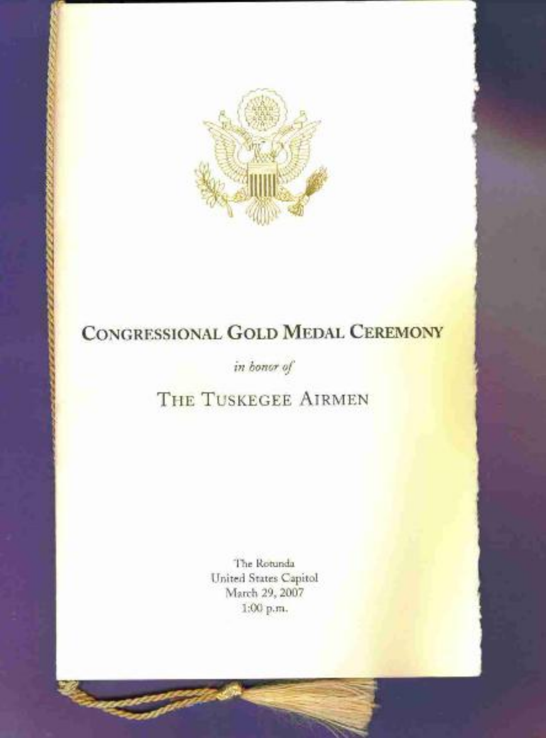# Congressional Gold Medal Ceremony

*in honor of*

## The Tuskegee Airmen

The Rotunda
United States Capitol
March 29, 2007
1:00 p.m.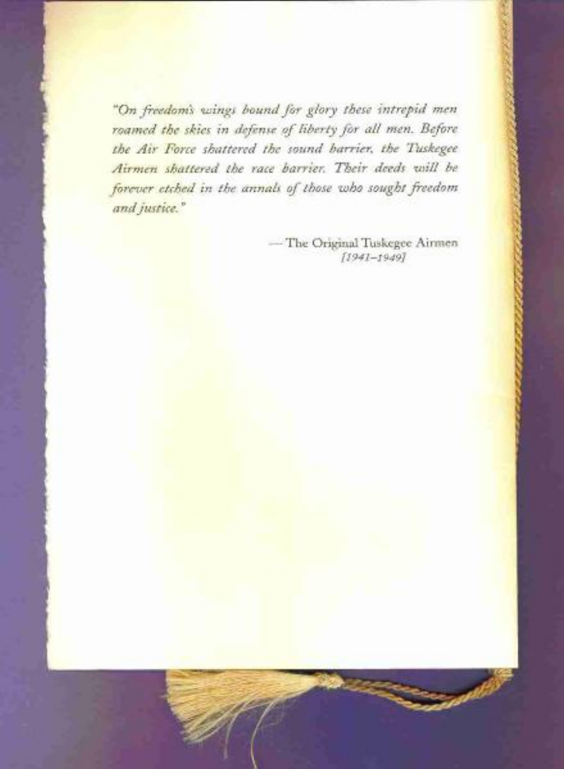*"On freedom's wings bound for glory these intrepid men roamed the skies in defense of liberty for all men. Before the Air Force shattered the sound barrier, the Tuskegee Airmen shattered the race barrier. Their deeds will be forever etched in the annals of those who sought freedom and justice."*

— The Original Tuskegee Airmen
*[1941–1949]*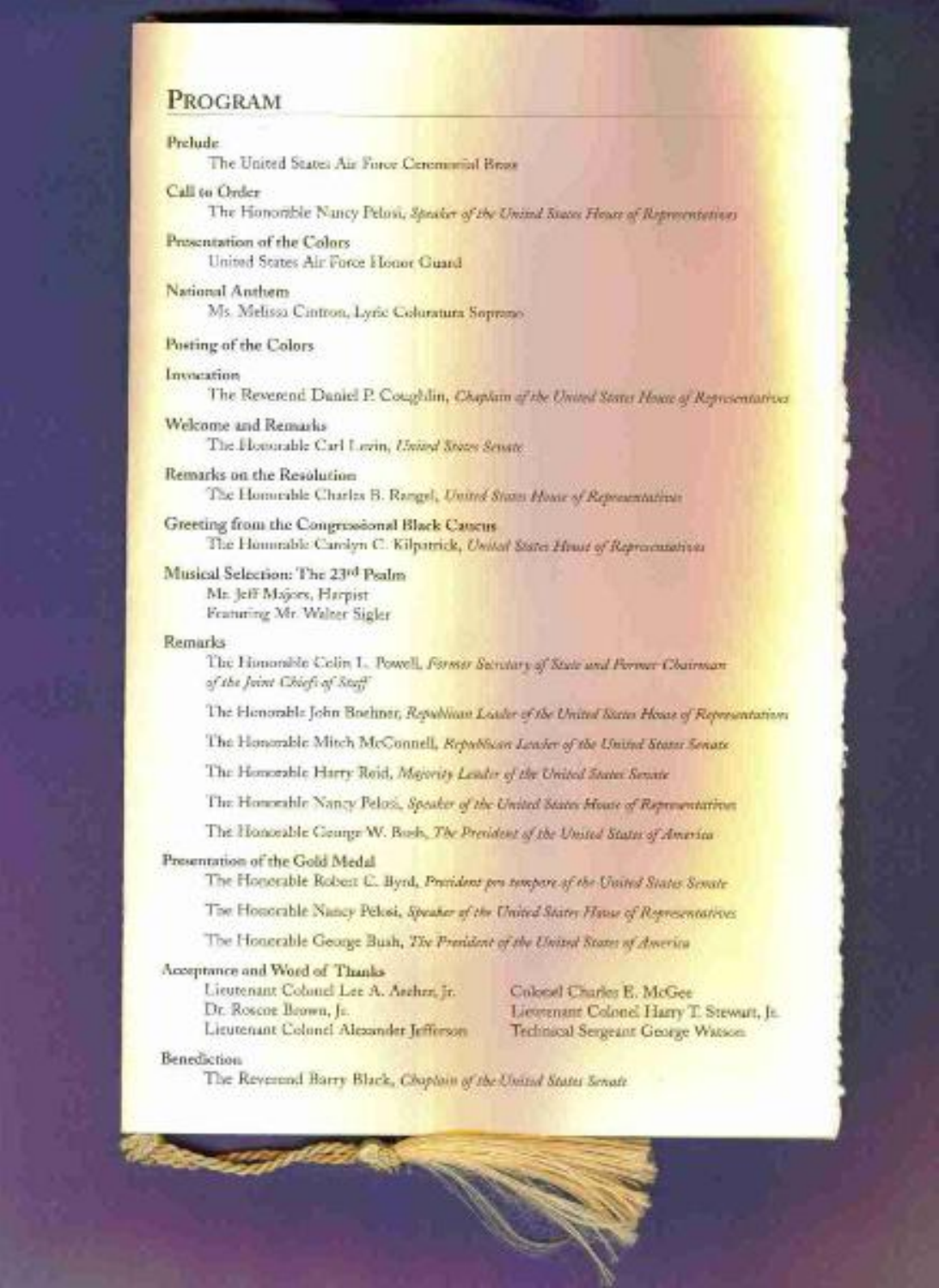## Program

**Prelude**
The United States Air Force Ceremonial Brass

**Call to Order**
The Honorable Nancy Pelosi, *Speaker of the United States House of Representatives*

**Presentation of the Colors**
United States Air Force Honor Guard

**National Anthem**
Ms. Melissa Cintron, Lyric Coloratura Soprano

**Posting of the Colors**

**Invocation**
The Reverend Daniel P. Coughlin, *Chaplain of the United States House of Representatives*

**Welcome and Remarks**
The Honorable Carl Levin, *United States Senate*

**Remarks on the Resolution**
The Honorable Charles B. Rangel, *United States House of Representatives*

**Greeting from the Congressional Black Caucus**
The Honorable Carolyn C. Kilpatrick, *United States House of Representatives*

**Musical Selection: The 23rd Psalm**
Mr. Jeff Majors, Harpist
Featuring Mr. Walter Sigler

**Remarks**
The Honorable Colin L. Powell, *Former Secretary of State and Former Chairman of the Joint Chiefs of Staff*

The Honorable John Boehner, *Republican Leader of the United States House of Representatives*

The Honorable Mitch McConnell, *Republican Leader of the United States Senate*

The Honorable Harry Reid, *Majority Leader of the United States Senate*

The Honorable Nancy Pelosi, *Speaker of the United States House of Representatives*

The Honorable George W. Bush, *The President of the United States of America*

**Presentation of the Gold Medal**
The Honorable Robert C. Byrd, *President pro tempore of the United States Senate*

The Honorable Nancy Pelosi, *Speaker of the United States House of Representatives*

The Honorable George Bush, *The President of the United States of America*

**Acceptance and Word of Thanks**
Lieutenant Colonel Lee A. Archer, Jr.
Dr. Roscoe Brown, Jr.
Lieutenant Colonel Alexander Jefferson
Colonel Charles E. McGee
Lieutenant Colonel Harry T. Stewart, Jr.
Technical Sergeant George Watson

**Benediction**
The Reverend Barry Black, *Chaplain of the United States Senate*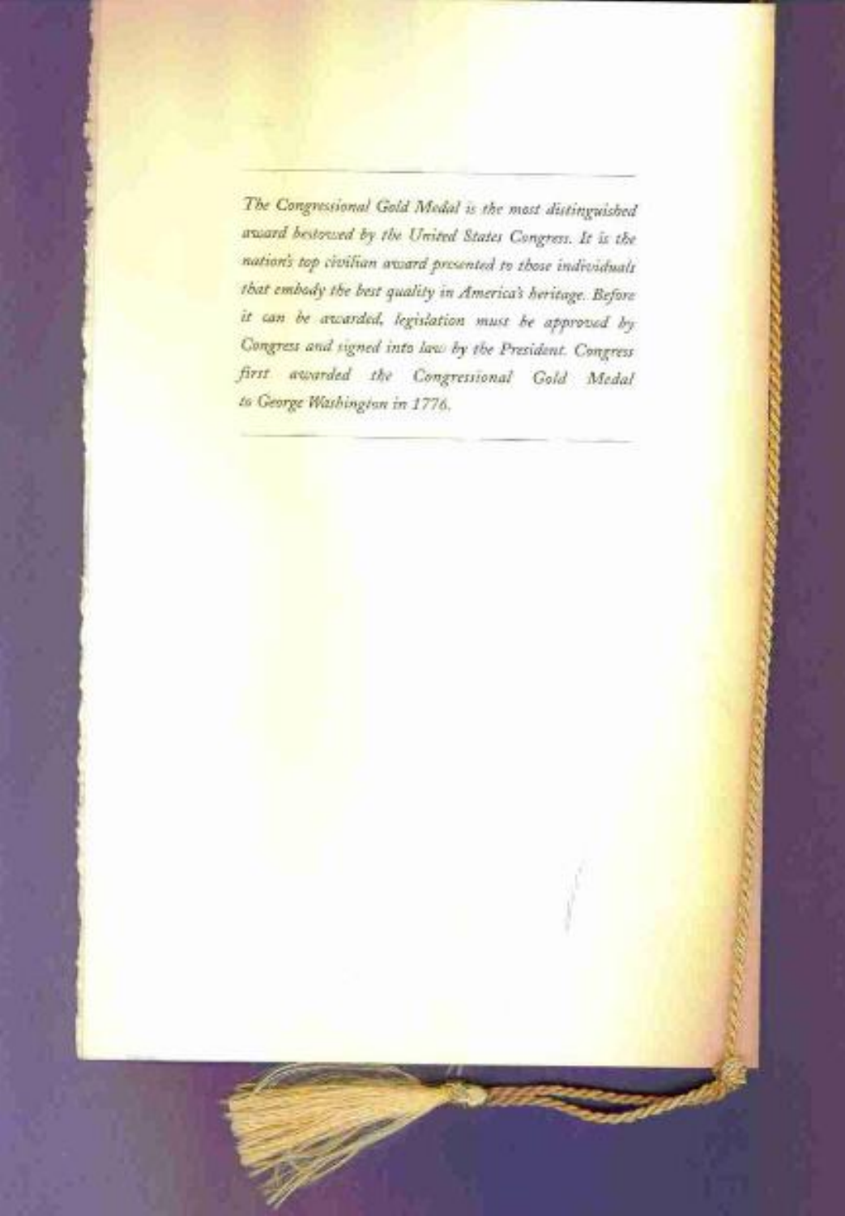*The Congressional Gold Medal is the most distinguished award bestowed by the United States Congress. It is the nation's top civilian award presented to those individuals that embody the best quality in America's heritage. Before it can be awarded, legislation must be approved by Congress and signed into law by the President. Congress first awarded the Congressional Gold Medal to George Washington in 1776.*